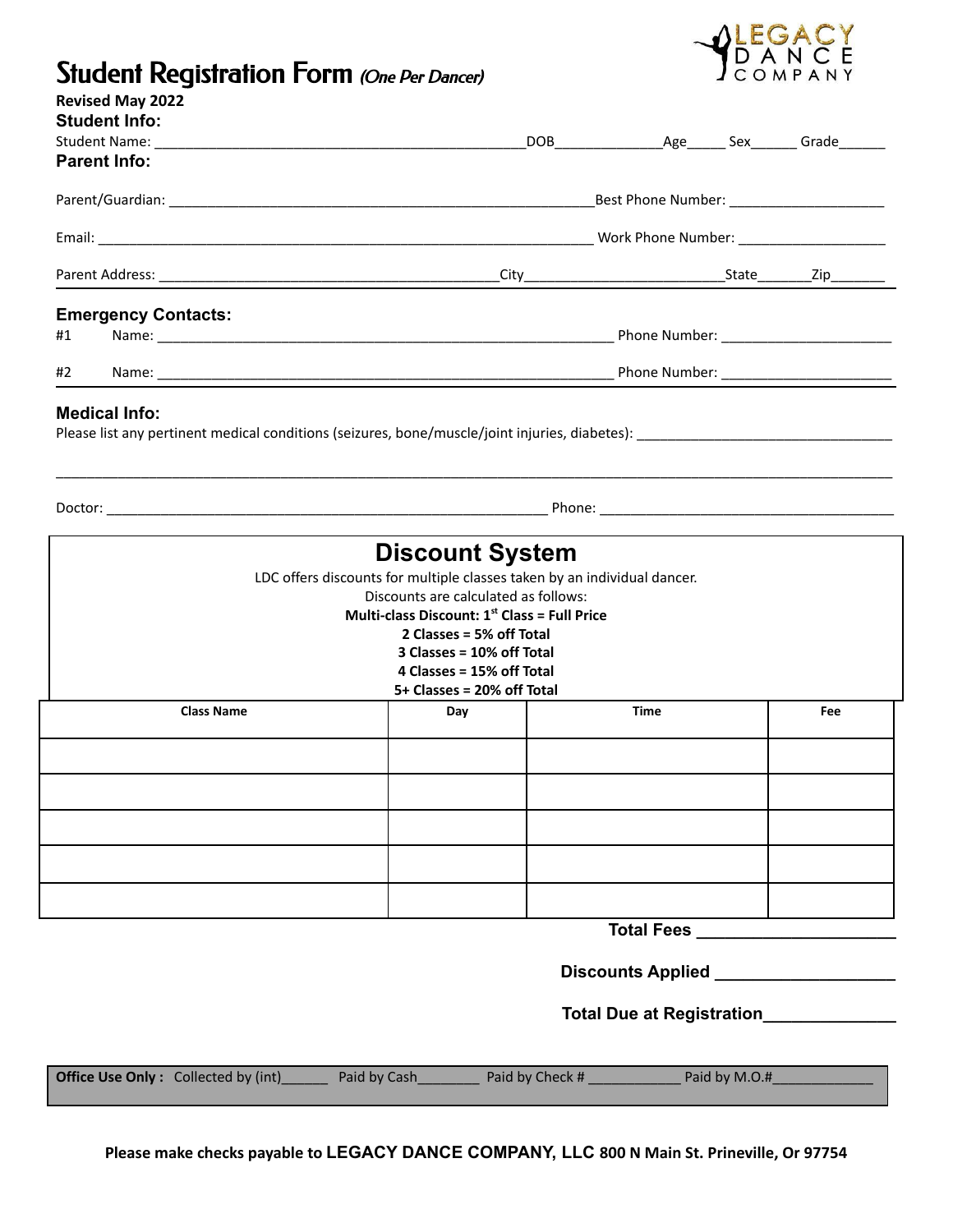# Student Registration Form *(One Per Dancer)*

LEGACY DANCE COMPANY

**Revised May 2022**

### Student Info:

Student Name: ______________________________________________DOB_____________Age_____ Sex______ Grade______

### Parent Info:

Parent/Guardian: _________________________________________________________Best Phone Number: ____________________

Email: _________________________________________________________________ Work Phone Number: ___________________

Parent Address: ___________________________________________City_________________________State_______Zip_______

### Emergency Contacts:

#1 Name: ____________________________________________________________ Phone Number: _____________________

#2 Name: ____________________________________________________________ Phone Number: _____________________

### Medical Info:

Please list any pertinent medical conditions (seizures, bone/muscle/joint injuries, diabetes): _________________________________

_____________________________________________________________________________________________________________

Doctor: _______________________________________________________ Phone: _____________________________________

## Discount System

LDC offers discounts for multiple classes taken by an individual dancer.
Discounts are calculated as follows:

**Multi-class Discount: 1st Class = Full Price**
**2 Classes = 5% off Total**
**3 Classes = 10% off Total**
**4 Classes = 15% off Total**
**5+ Classes = 20% off Total**

| Class Name | Day | Time | Fee |
|---|---|---|---|
| | | | |
| | | | |
| | | | |
| | | | |
| | | | |

**Total Fees ____________________**

**Discounts Applied __________________**

**Total Due at Registration_____________**

**Office Use Only :** Collected by (int)______ Paid by Cash________ Paid by Check # ____________ Paid by M.O.#_____________

**Please make checks payable to LEGACY DANCE COMPANY, LLC 800 N Main St. Prineville, Or 97754**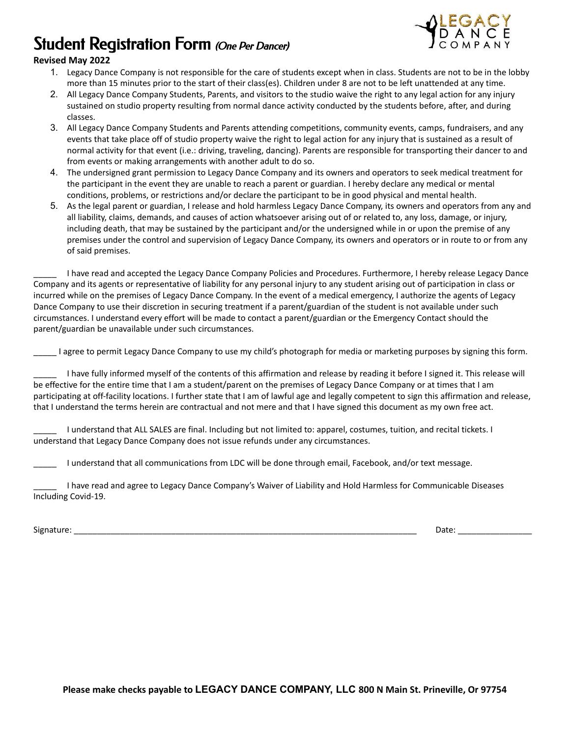# Student Registration Form *(One Per Dancer)*

**Revised May 2022**

1. Legacy Dance Company is not responsible for the care of students except when in class. Students are not to be in the lobby more than 15 minutes prior to the start of their class(es). Children under 8 are not to be left unattended at any time.
2. All Legacy Dance Company Students, Parents, and visitors to the studio waive the right to any legal action for any injury sustained on studio property resulting from normal dance activity conducted by the students before, after, and during classes.
3. All Legacy Dance Company Students and Parents attending competitions, community events, camps, fundraisers, and any events that take place off of studio property waive the right to legal action for any injury that is sustained as a result of normal activity for that event (i.e.: driving, traveling, dancing). Parents are responsible for transporting their dancer to and from events or making arrangements with another adult to do so.
4. The undersigned grant permission to Legacy Dance Company and its owners and operators to seek medical treatment for the participant in the event they are unable to reach a parent or guardian. I hereby declare any medical or mental conditions, problems, or restrictions and/or declare the participant to be in good physical and mental health.
5. As the legal parent or guardian, I release and hold harmless Legacy Dance Company, its owners and operators from any and all liability, claims, demands, and causes of action whatsoever arising out of or related to, any loss, damage, or injury, including death, that may be sustained by the participant and/or the undersigned while in or upon the premise of any premises under the control and supervision of Legacy Dance Company, its owners and operators or in route to or from any of said premises.

_____ I have read and accepted the Legacy Dance Company Policies and Procedures. Furthermore, I hereby release Legacy Dance Company and its agents or representative of liability for any personal injury to any student arising out of participation in class or incurred while on the premises of Legacy Dance Company. In the event of a medical emergency, I authorize the agents of Legacy Dance Company to use their discretion in securing treatment if a parent/guardian of the student is not available under such circumstances. I understand every effort will be made to contact a parent/guardian or the Emergency Contact should the parent/guardian be unavailable under such circumstances.

_____ I agree to permit Legacy Dance Company to use my child's photograph for media or marketing purposes by signing this form.

_____ I have fully informed myself of the contents of this affirmation and release by reading it before I signed it. This release will be effective for the entire time that I am a student/parent on the premises of Legacy Dance Company or at times that I am participating at off-facility locations. I further state that I am of lawful age and legally competent to sign this affirmation and release, that I understand the terms herein are contractual and not mere and that I have signed this document as my own free act.

_____ I understand that ALL SALES are final. Including but not limited to: apparel, costumes, tuition, and recital tickets. I understand that Legacy Dance Company does not issue refunds under any circumstances.

_____ I understand that all communications from LDC will be done through email, Facebook, and/or text message.

_____ I have read and agree to Legacy Dance Company's Waiver of Liability and Hold Harmless for Communicable Diseases Including Covid-19.

Signature: ______________________________________________ Date: ________________

**Please make checks payable to LEGACY DANCE COMPANY, LLC 800 N Main St. Prineville, Or 97754**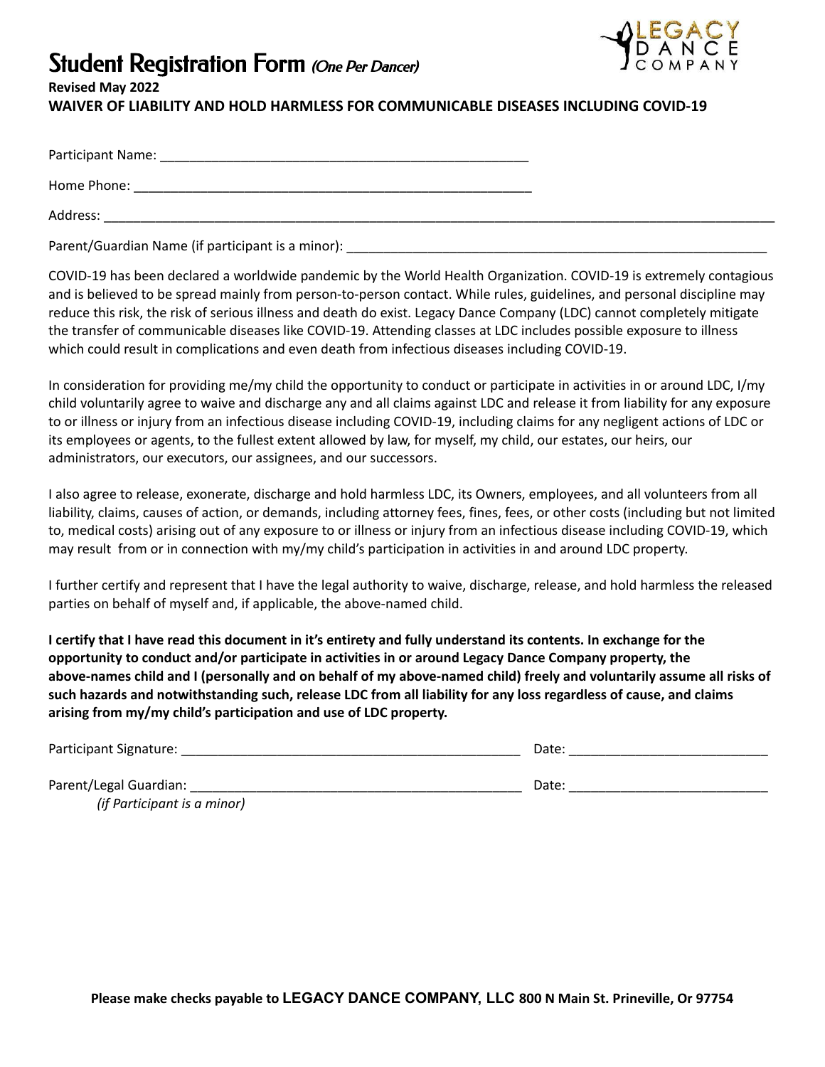# Student Registration Form *(One Per Dancer)*

LEGACY DANCE COMPANY

**Revised May 2022**

**WAIVER OF LIABILITY AND HOLD HARMLESS FOR COMMUNICABLE DISEASES INCLUDING COVID-19**

Participant Name: ____________________________________________________

Home Phone: _________________________________________________________

Address: ____________________________________________________________________________________________________

Parent/Guardian Name (if participant is a minor): ____________________________________________________________

COVID-19 has been declared a worldwide pandemic by the World Health Organization. COVID-19 is extremely contagious and is believed to be spread mainly from person-to-person contact. While rules, guidelines, and personal discipline may reduce this risk, the risk of serious illness and death do exist. Legacy Dance Company (LDC) cannot completely mitigate the transfer of communicable diseases like COVID-19. Attending classes at LDC includes possible exposure to illness which could result in complications and even death from infectious diseases including COVID-19.

In consideration for providing me/my child the opportunity to conduct or participate in activities in or around LDC, I/my child voluntarily agree to waive and discharge any and all claims against LDC and release it from liability for any exposure to or illness or injury from an infectious disease including COVID-19, including claims for any negligent actions of LDC or its employees or agents, to the fullest extent allowed by law, for myself, my child, our estates, our heirs, our administrators, our executors, our assignees, and our successors.

I also agree to release, exonerate, discharge and hold harmless LDC, its Owners, employees, and all volunteers from all liability, claims, causes of action, or demands, including attorney fees, fines, fees, or other costs (including but not limited to, medical costs) arising out of any exposure to or illness or injury from an infectious disease including COVID-19, which may result from or in connection with my/my child's participation in activities in and around LDC property.

I further certify and represent that I have the legal authority to waive, discharge, release, and hold harmless the released parties on behalf of myself and, if applicable, the above-named child.

**I certify that I have read this document in it's entirety and fully understand its contents. In exchange for the opportunity to conduct and/or participate in activities in or around Legacy Dance Company property, the above-names child and I (personally and on behalf of my above-named child) freely and voluntarily assume all risks of such hazards and notwithstanding such, release LDC from all liability for any loss regardless of cause, and claims arising from my/my child's participation and use of LDC property.**

Participant Signature: ________________________________________________ Date: ___________________________

Parent/Legal Guardian: ______________________________________________ Date: ___________________________
*(if Participant is a minor)*

**Please make checks payable to LEGACY DANCE COMPANY, LLC 800 N Main St. Prineville, Or 97754**